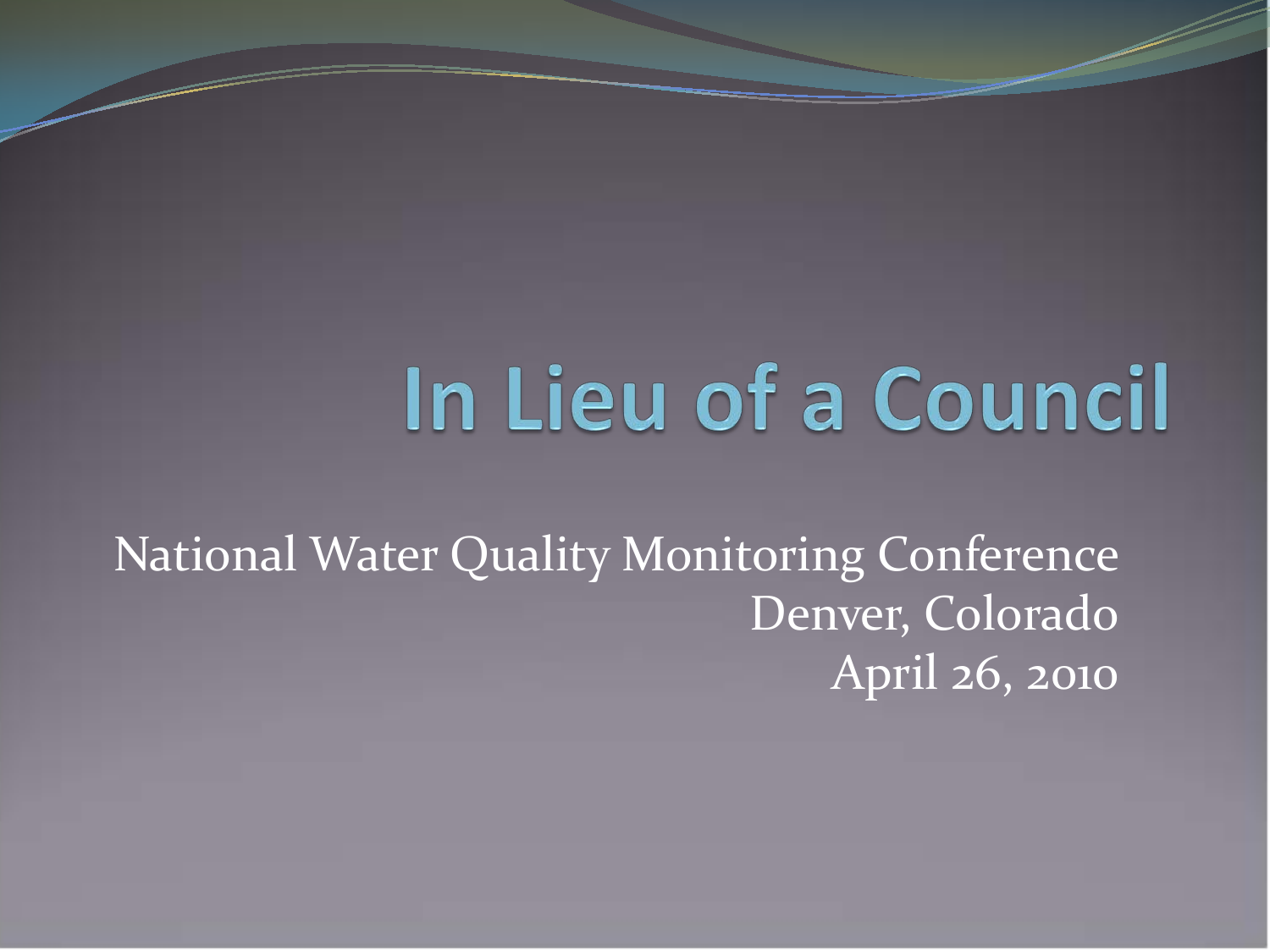# In Lieu of a Council

National Water Quality Monitoring Conference
Denver, Colorado
April 26, 2010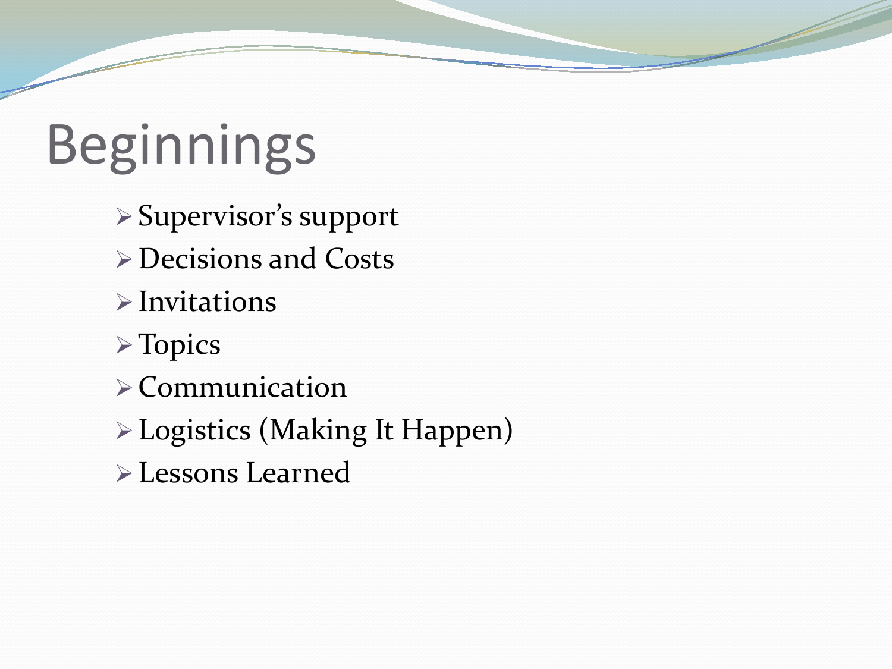# Beginnings

- Supervisor's support
- Decisions and Costs
- Invitations
- Topics
- Communication
- Logistics (Making It Happen)
- Lessons Learned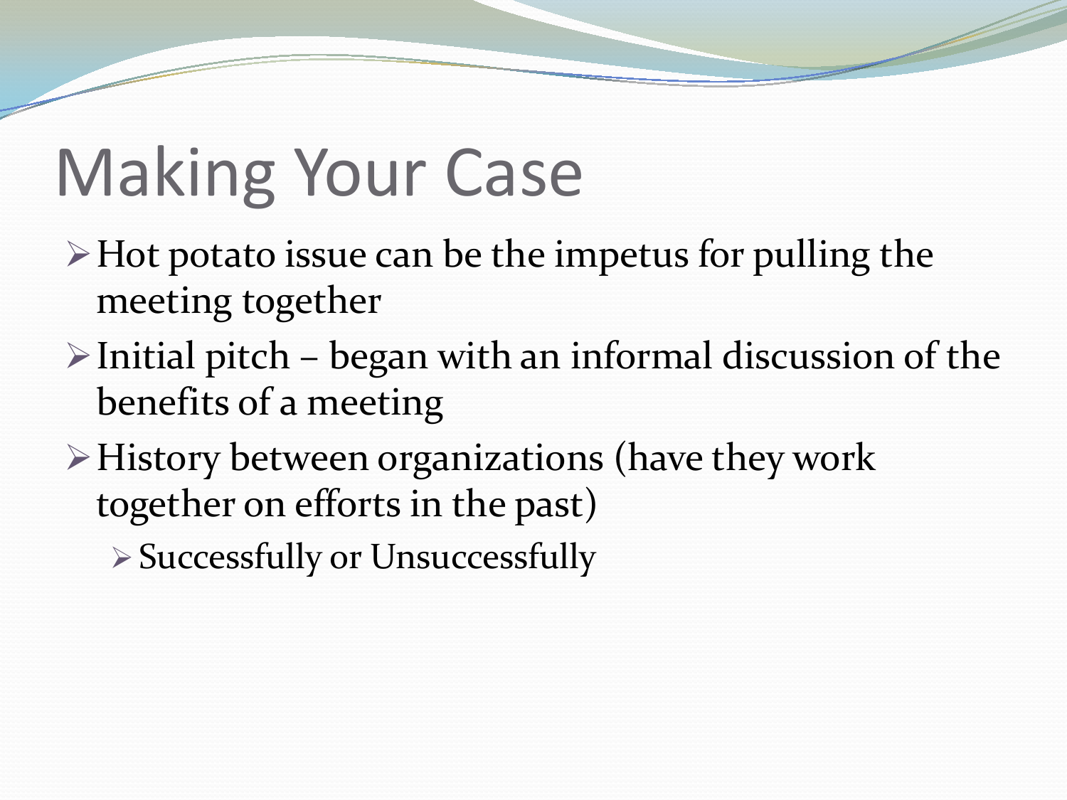# Making Your Case

- Hot potato issue can be the impetus for pulling the meeting together
- Initial pitch – began with an informal discussion of the benefits of a meeting
- History between organizations (have they work together on efforts in the past)
  - Successfully or Unsuccessfully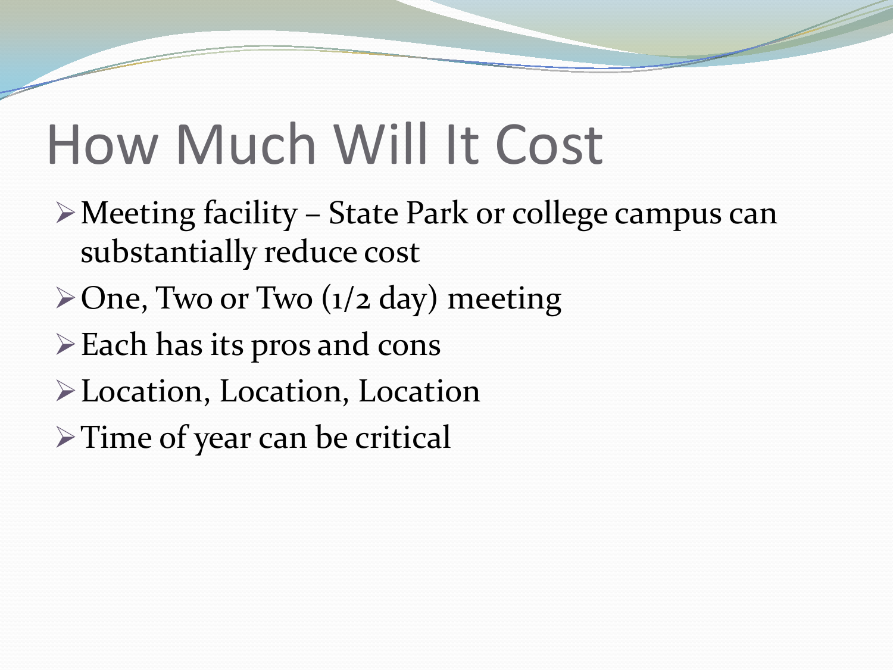# How Much Will It Cost

- Meeting facility – State Park or college campus can substantially reduce cost
- One, Two or Two (1/2 day) meeting
- Each has its pros and cons
- Location, Location, Location
- Time of year can be critical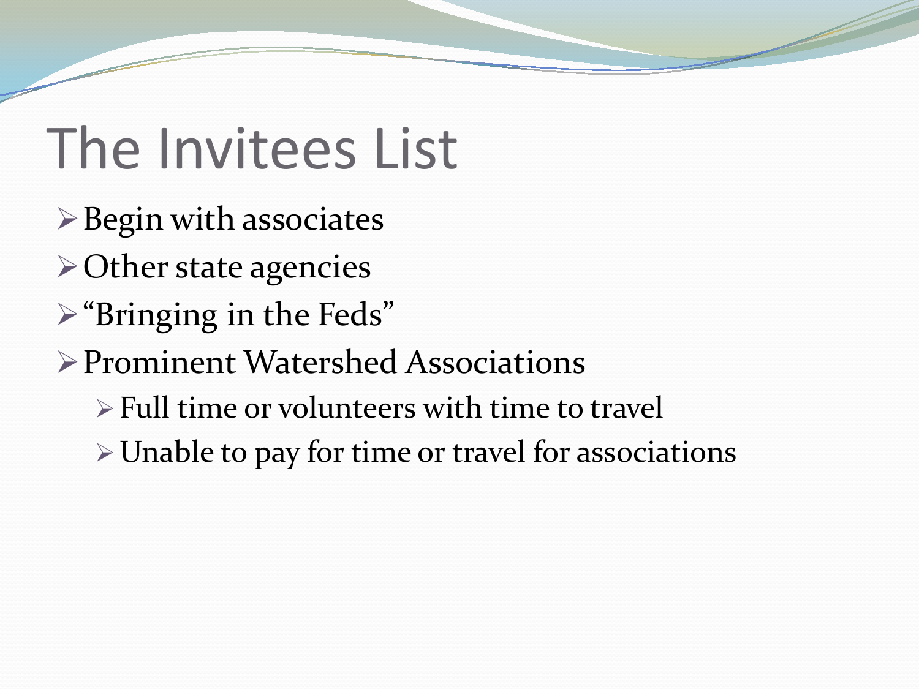# The Invitees List

- Begin with associates
- Other state agencies
- "Bringing in the Feds"
- Prominent Watershed Associations
  - Full time or volunteers with time to travel
  - Unable to pay for time or travel for associations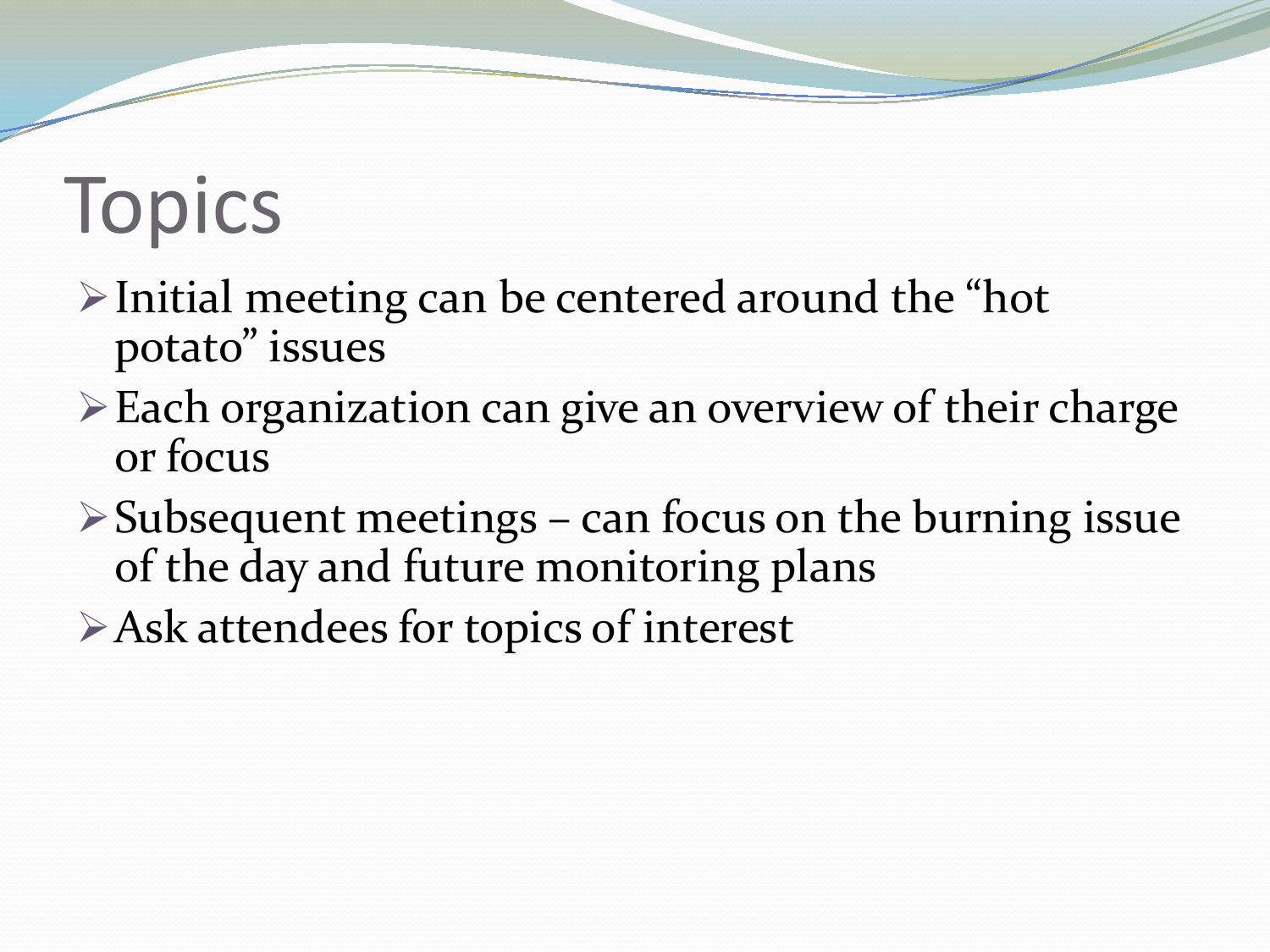# Topics

- Initial meeting can be centered around the “hot potato” issues
- Each organization can give an overview of their charge or focus
- Subsequent meetings – can focus on the burning issue of the day and future monitoring plans
- Ask attendees for topics of interest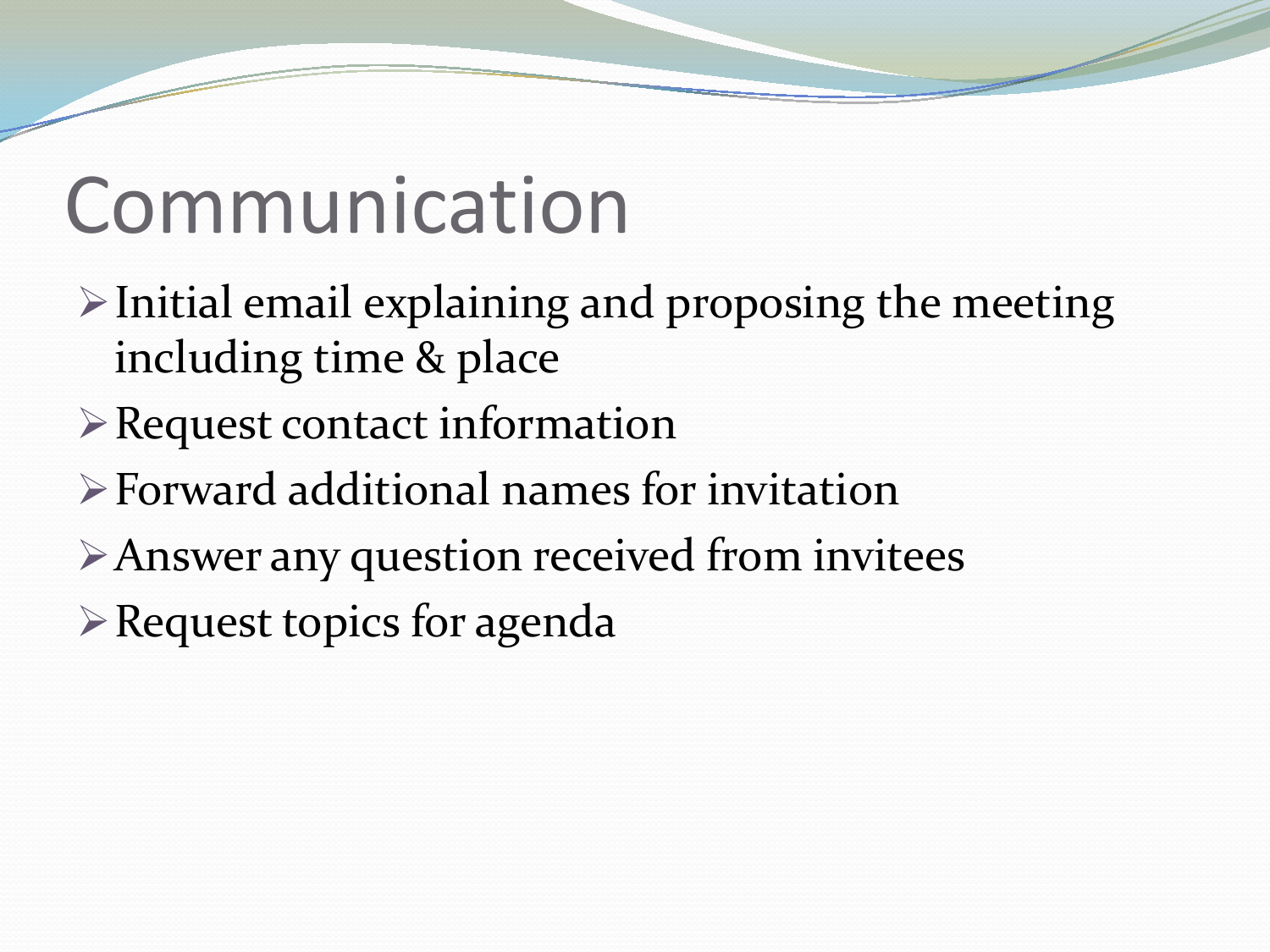# Communication

- Initial email explaining and proposing the meeting including time & place
- Request contact information
- Forward additional names for invitation
- Answer any question received from invitees
- Request topics for agenda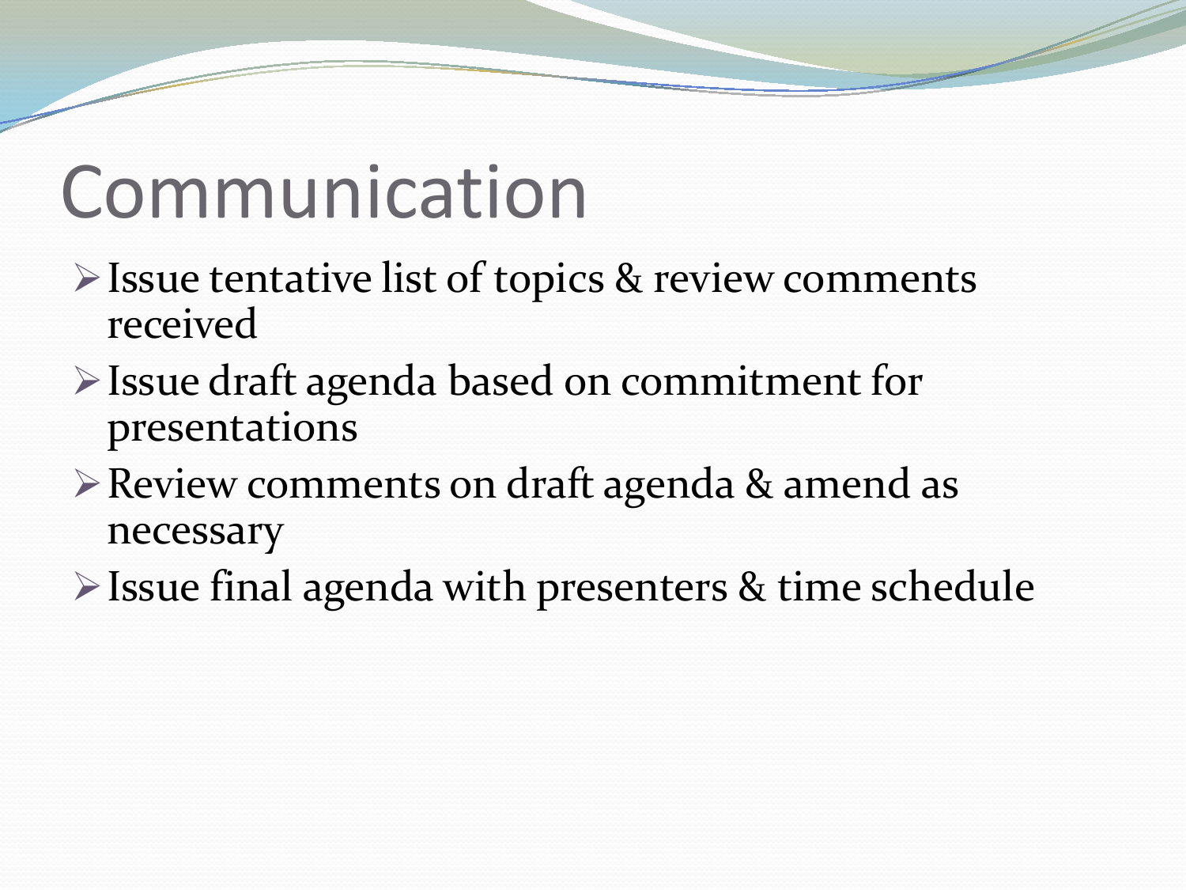# Communication

- Issue tentative list of topics & review comments received
- Issue draft agenda based on commitment for presentations
- Review comments on draft agenda & amend as necessary
- Issue final agenda with presenters & time schedule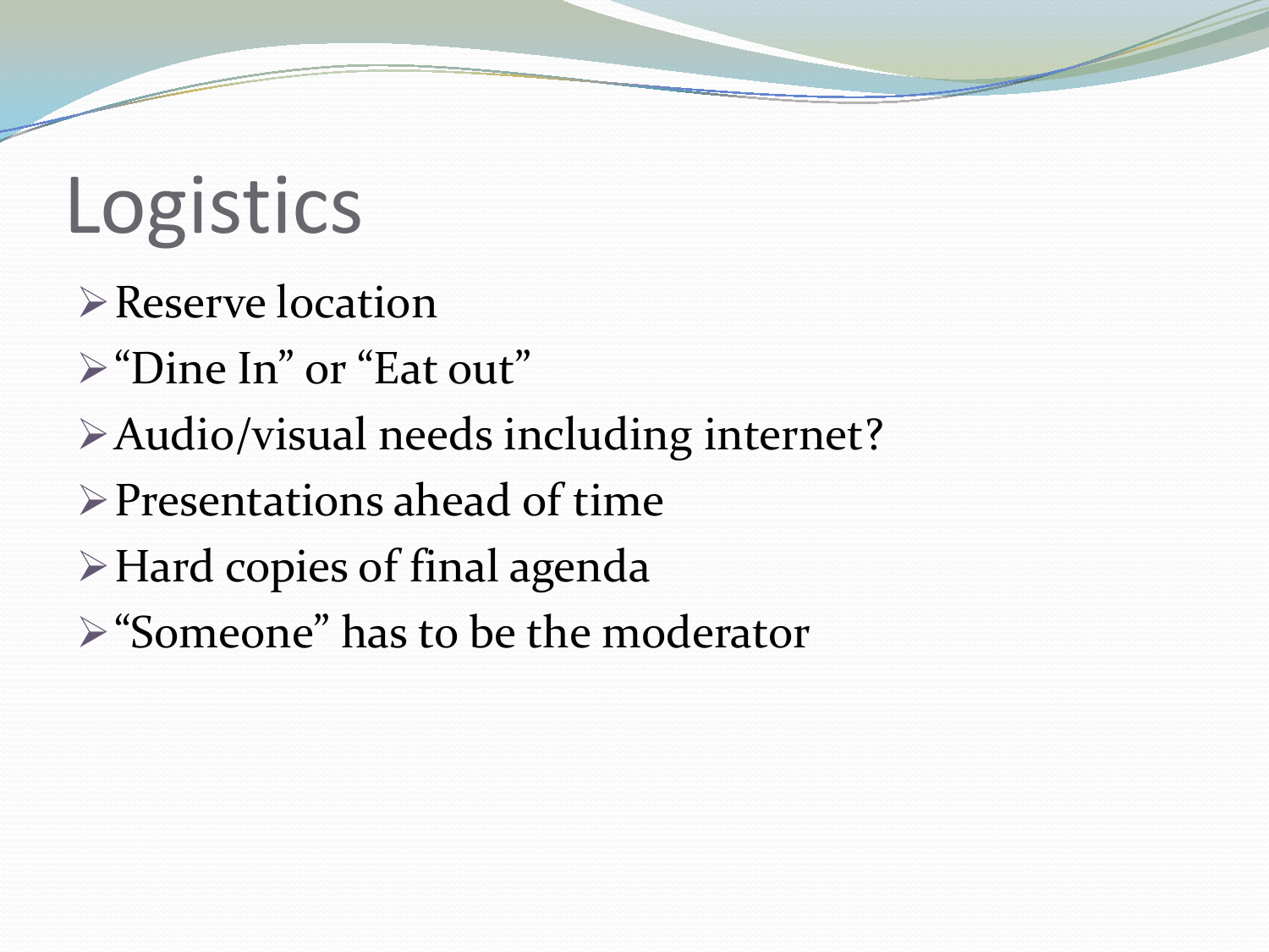# Logistics

- Reserve location
- “Dine In” or “Eat out”
- Audio/visual needs including internet?
- Presentations ahead of time
- Hard copies of final agenda
- “Someone” has to be the moderator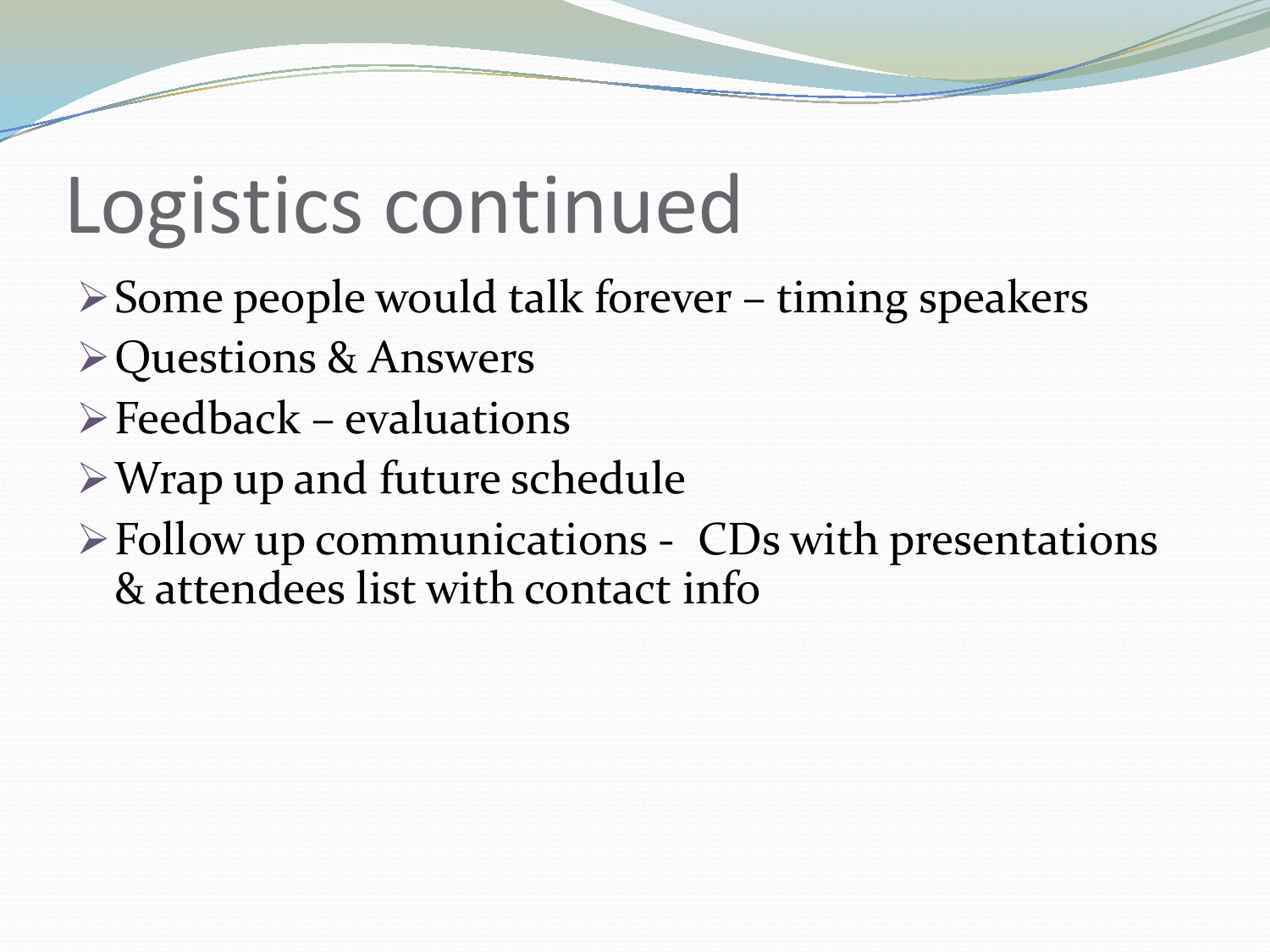# Logistics continued

- Some people would talk forever – timing speakers
- Questions & Answers
- Feedback – evaluations
- Wrap up and future schedule
- Follow up communications - CDs with presentations & attendees list with contact info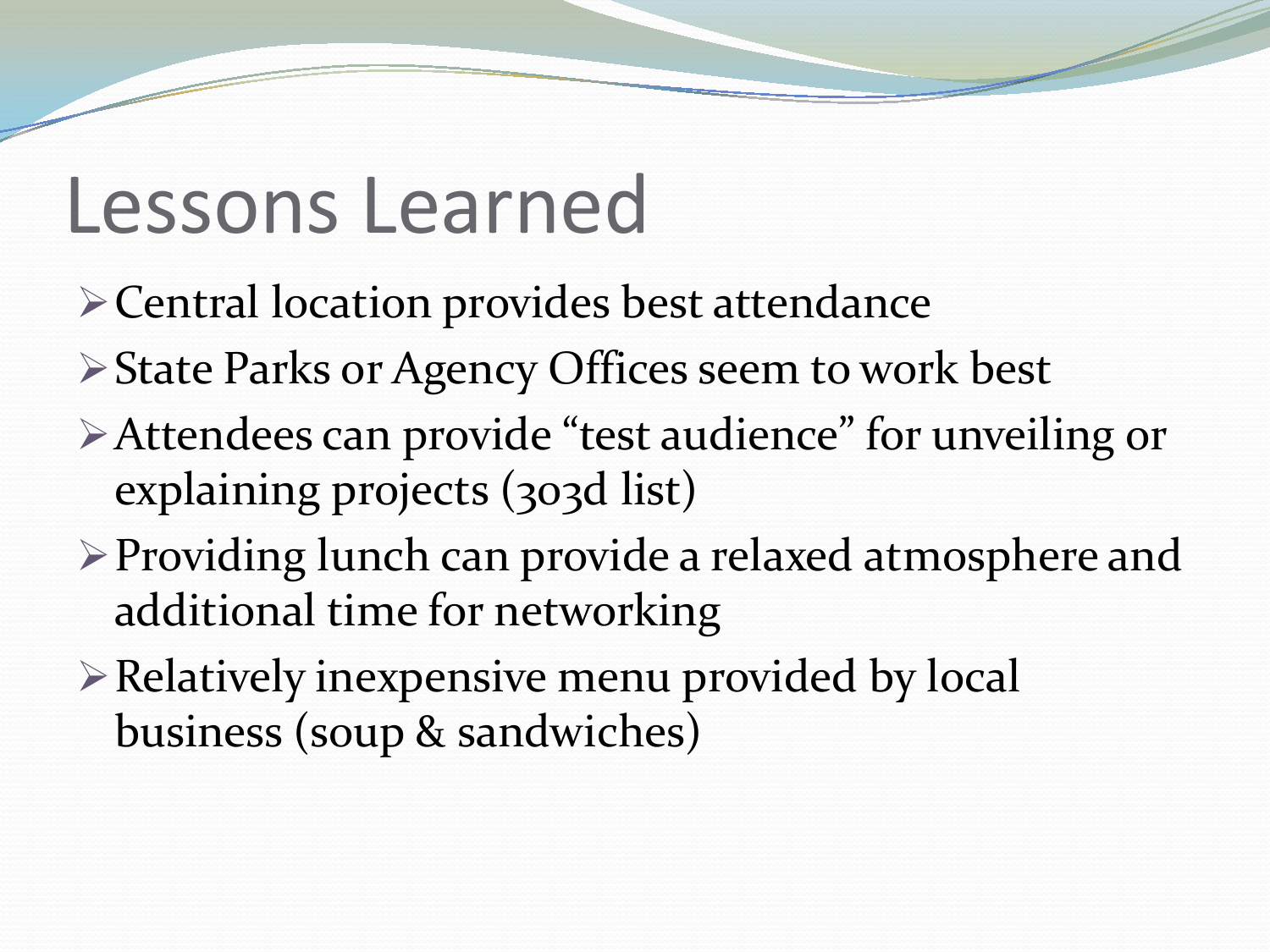# Lessons Learned

- Central location provides best attendance
- State Parks or Agency Offices seem to work best
- Attendees can provide “test audience” for unveiling or explaining projects (303d list)
- Providing lunch can provide a relaxed atmosphere and additional time for networking
- Relatively inexpensive menu provided by local business (soup & sandwiches)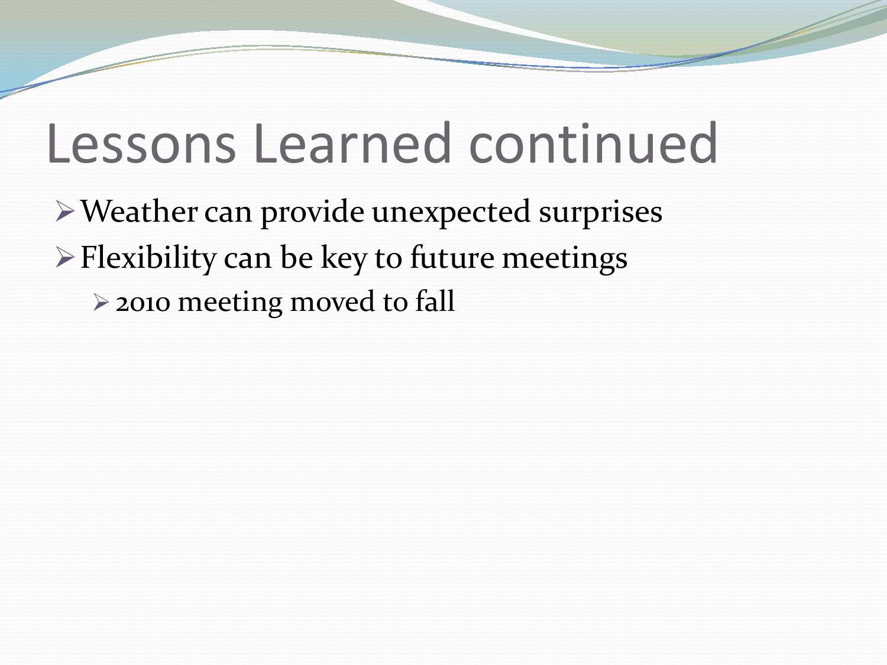# Lessons Learned continued

- Weather can provide unexpected surprises
- Flexibility can be key to future meetings
  - 2010 meeting moved to fall